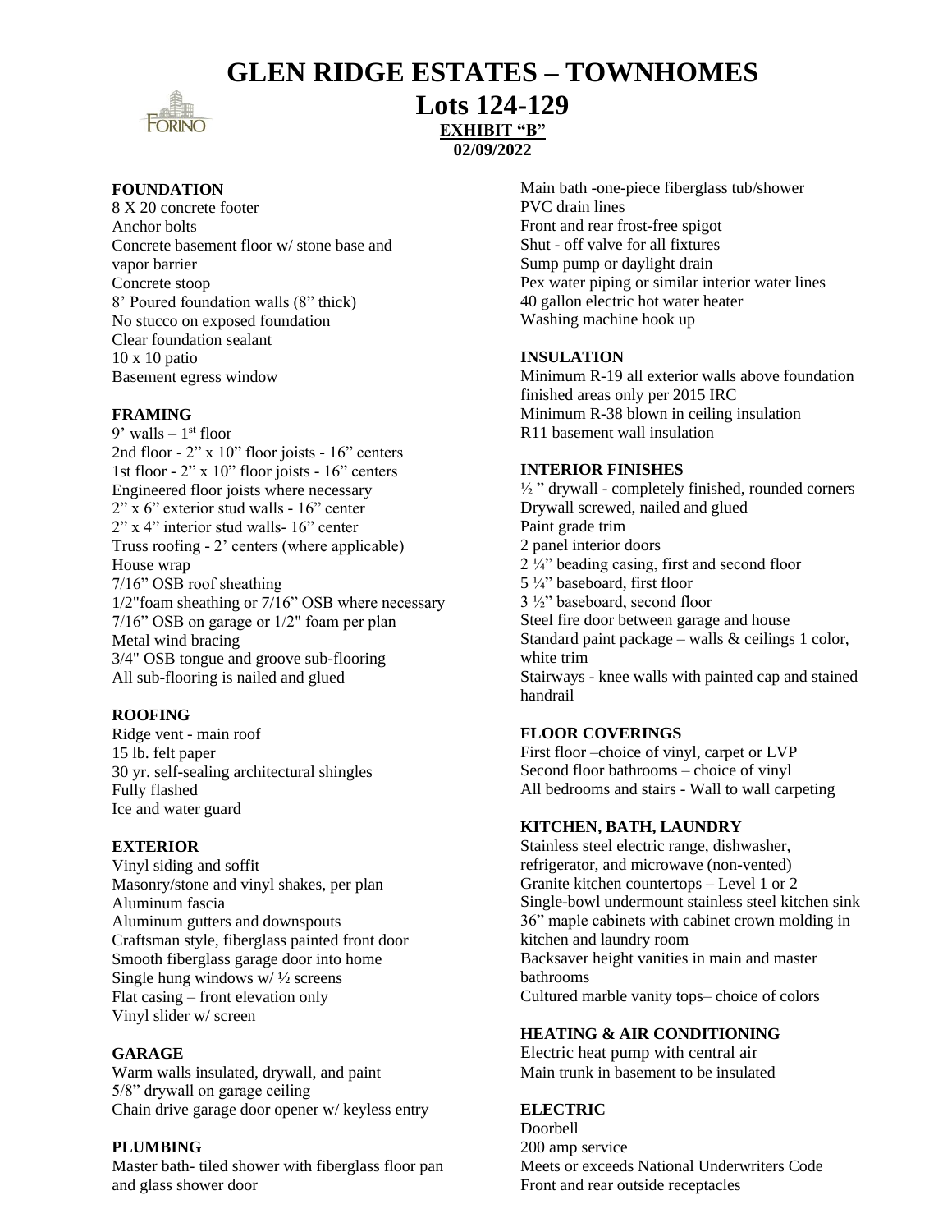# GLEN RIDGE ESTATES – TOWNHOMES

## Lots 124-129

**EXHIBIT "B"**

**02/09/2022**

**FOUNDATION**
8 X 20 concrete footer
Anchor bolts
Concrete basement floor w/ stone base and vapor barrier
Concrete stoop
8' Poured foundation walls (8" thick)
No stucco on exposed foundation
Clear foundation sealant
10 x 10 patio
Basement egress window

**FRAMING**
9' walls – 1st floor
2nd floor - 2" x 10" floor joists - 16" centers
1st floor - 2" x 10" floor joists - 16" centers
Engineered floor joists where necessary
2" x 6" exterior stud walls - 16" center
2" x 4" interior stud walls- 16" center
Truss roofing - 2' centers (where applicable)
House wrap
7/16" OSB roof sheathing
1/2"foam sheathing or 7/16" OSB where necessary
7/16" OSB on garage or 1/2" foam per plan
Metal wind bracing
3/4" OSB tongue and groove sub-flooring
All sub-flooring is nailed and glued

**ROOFING**
Ridge vent - main roof
15 lb. felt paper
30 yr. self-sealing architectural shingles
Fully flashed
Ice and water guard

**EXTERIOR**
Vinyl siding and soffit
Masonry/stone and vinyl shakes, per plan
Aluminum fascia
Aluminum gutters and downspouts
Craftsman style, fiberglass painted front door
Smooth fiberglass garage door into home
Single hung windows w/ ½ screens
Flat casing – front elevation only
Vinyl slider w/ screen

**GARAGE**
Warm walls insulated, drywall, and paint
5/8" drywall on garage ceiling
Chain drive garage door opener w/ keyless entry

**PLUMBING**
Master bath- tiled shower with fiberglass floor pan and glass shower door
Main bath -one-piece fiberglass tub/shower
PVC drain lines
Front and rear frost-free spigot
Shut - off valve for all fixtures
Sump pump or daylight drain
Pex water piping or similar interior water lines
40 gallon electric hot water heater
Washing machine hook up

**INSULATION**
Minimum R-19 all exterior walls above foundation finished areas only per 2015 IRC
Minimum R-38 blown in ceiling insulation
R11 basement wall insulation

**INTERIOR FINISHES**
½ " drywall - completely finished, rounded corners
Drywall screwed, nailed and glued
Paint grade trim
2 panel interior doors
2 ¼" beading casing, first and second floor
5 ¼" baseboard, first floor
3 ½" baseboard, second floor
Steel fire door between garage and house
Standard paint package – walls & ceilings 1 color, white trim
Stairways - knee walls with painted cap and stained handrail

**FLOOR COVERINGS**
First floor –choice of vinyl, carpet or LVP
Second floor bathrooms – choice of vinyl
All bedrooms and stairs - Wall to wall carpeting

**KITCHEN, BATH, LAUNDRY**
Stainless steel electric range, dishwasher, refrigerator, and microwave (non-vented)
Granite kitchen countertops – Level 1 or 2
Single-bowl undermount stainless steel kitchen sink
36" maple cabinets with cabinet crown molding in kitchen and laundry room
Backsaver height vanities in main and master bathrooms
Cultured marble vanity tops– choice of colors

**HEATING & AIR CONDITIONING**
Electric heat pump with central air
Main trunk in basement to be insulated

**ELECTRIC**
Doorbell
200 amp service
Meets or exceeds National Underwriters Code
Front and rear outside receptacles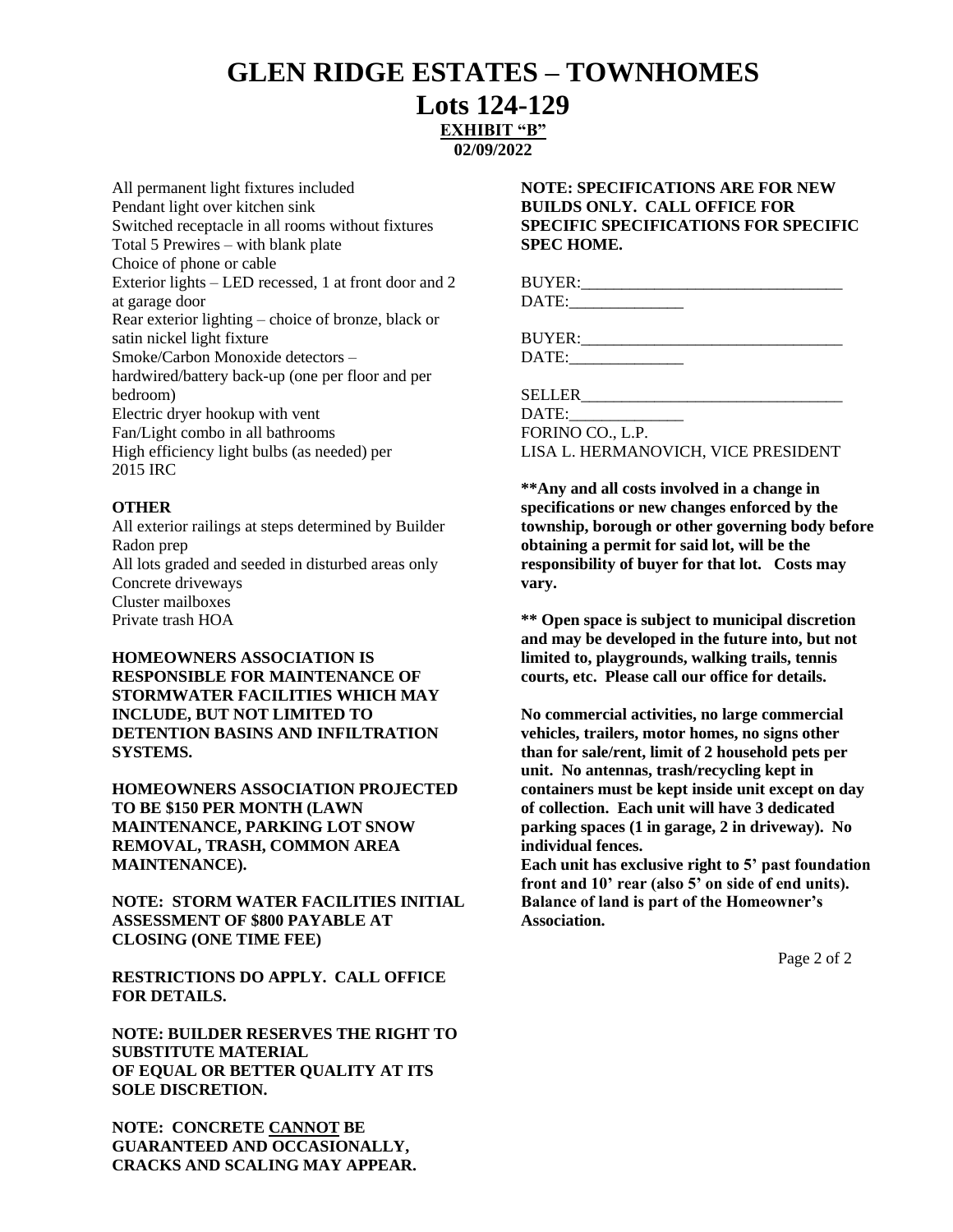# GLEN RIDGE ESTATES – TOWNHOMES

## Lots 124-129

**EXHIBIT "B"**

**02/09/2022**

All permanent light fixtures included
Pendant light over kitchen sink
Switched receptacle in all rooms without fixtures
Total 5 Prewires – with blank plate
Choice of phone or cable
Exterior lights – LED recessed, 1 at front door and 2 at garage door
Rear exterior lighting – choice of bronze, black or satin nickel light fixture
Smoke/Carbon Monoxide detectors – hardwired/battery back-up (one per floor and per bedroom)
Electric dryer hookup with vent
Fan/Light combo in all bathrooms
High efficiency light bulbs (as needed) per 2015 IRC

**OTHER**

All exterior railings at steps determined by Builder
Radon prep
All lots graded and seeded in disturbed areas only
Concrete driveways
Cluster mailboxes
Private trash HOA

**HOMEOWNERS ASSOCIATION IS RESPONSIBLE FOR MAINTENANCE OF STORMWATER FACILITIES WHICH MAY INCLUDE, BUT NOT LIMITED TO DETENTION BASINS AND INFILTRATION SYSTEMS.**

**HOMEOWNERS ASSOCIATION PROJECTED TO BE $150 PER MONTH (LAWN MAINTENANCE, PARKING LOT SNOW REMOVAL, TRASH, COMMON AREA MAINTENANCE).**

**NOTE: STORM WATER FACILITIES INITIAL ASSESSMENT OF $800 PAYABLE AT CLOSING (ONE TIME FEE)**

**RESTRICTIONS DO APPLY. CALL OFFICE FOR DETAILS.**

**NOTE: BUILDER RESERVES THE RIGHT TO SUBSTITUTE MATERIAL OF EQUAL OR BETTER QUALITY AT ITS SOLE DISCRETION.**

**NOTE: CONCRETE <u>CANNOT</u> BE GUARANTEED AND OCCASIONALLY, CRACKS AND SCALING MAY APPEAR.**

**NOTE: SPECIFICATIONS ARE FOR NEW BUILDS ONLY. CALL OFFICE FOR SPECIFIC SPECIFICATIONS FOR SPECIFIC SPEC HOME.**

BUYER:________________________________
DATE:______________

BUYER:________________________________
DATE:______________

SELLER________________________________
DATE:______________
FORINO CO., L.P.
LISA L. HERMANOVICH, VICE PRESIDENT

**\*\*Any and all costs involved in a change in specifications or new changes enforced by the township, borough or other governing body before obtaining a permit for said lot, will be the responsibility of buyer for that lot. Costs may vary.**

**\*\* Open space is subject to municipal discretion and may be developed in the future into, but not limited to, playgrounds, walking trails, tennis courts, etc. Please call our office for details.**

**No commercial activities, no large commercial vehicles, trailers, motor homes, no signs other than for sale/rent, limit of 2 household pets per unit. No antennas, trash/recycling kept in containers must be kept inside unit except on day of collection. Each unit will have 3 dedicated parking spaces (1 in garage, 2 in driveway). No individual fences.**
**Each unit has exclusive right to 5' past foundation front and 10' rear (also 5' on side of end units). Balance of land is part of the Homeowner's Association.**